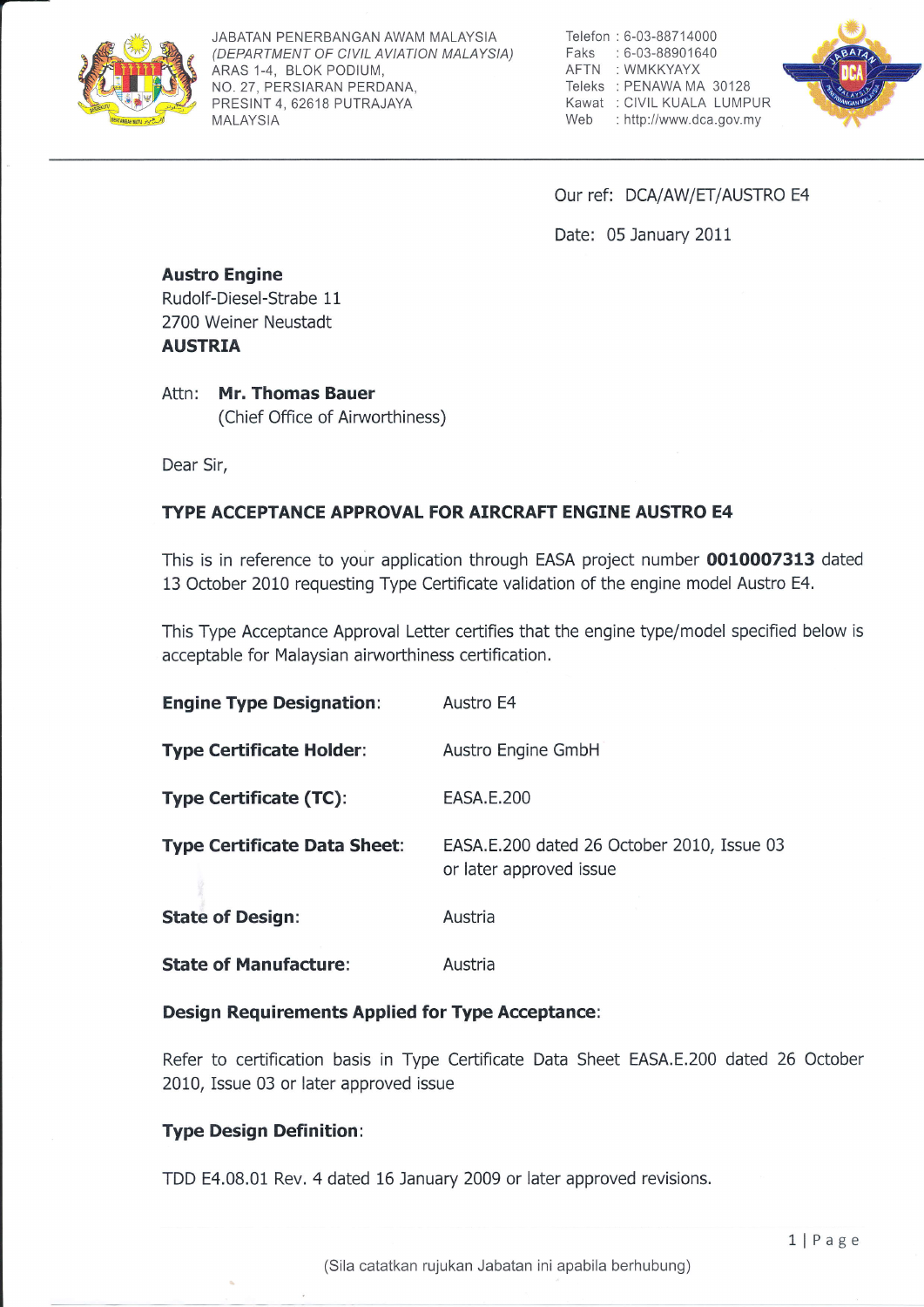JABATAN PENERBANGAN AWAM MALAYSIA
*(DEPARTMENT OF CIVIL AVIATION MALAYSIA)*
ARAS 1-4, BLOK PODIUM,
NO. 27, PERSIARAN PERDANA,
PRESINT 4, 62618 PUTRAJAYA
MALAYSIA

Telefon : 6-03-88714000
Faks : 6-03-88901640
AFTN : WMKKYAYX
Teleks : PENAWA MA 30128
Kawat : CIVIL KUALA LUMPUR
Web : http://www.dca.gov.my

---

Our ref: DCA/AW/ET/AUSTRO E4

Date: 05 January 2011

**Austro Engine**
Rudolf-Diesel-Strabe 11
2700 Weiner Neustadt
**AUSTRIA**

Attn: **Mr. Thomas Bauer**
(Chief Office of Airworthiness)

Dear Sir,

**TYPE ACCEPTANCE APPROVAL FOR AIRCRAFT ENGINE AUSTRO E4**

This is in reference to your application through EASA project number **0010007313** dated 13 October 2010 requesting Type Certificate validation of the engine model Austro E4.

This Type Acceptance Approval Letter certifies that the engine type/model specified below is acceptable for Malaysian airworthiness certification.

**Engine Type Designation:** Austro E4

**Type Certificate Holder:** Austro Engine GmbH

**Type Certificate (TC):** EASA.E.200

**Type Certificate Data Sheet:** EASA.E.200 dated 26 October 2010, Issue 03 or later approved issue

**State of Design:** Austria

**State of Manufacture:** Austria

**Design Requirements Applied for Type Acceptance:**

Refer to certification basis in Type Certificate Data Sheet EASA.E.200 dated 26 October 2010, Issue 03 or later approved issue

**Type Design Definition:**

TDD E4.08.01 Rev. 4 dated 16 January 2009 or later approved revisions.

(Sila catatkan rujukan Jabatan ini apabila berhubung)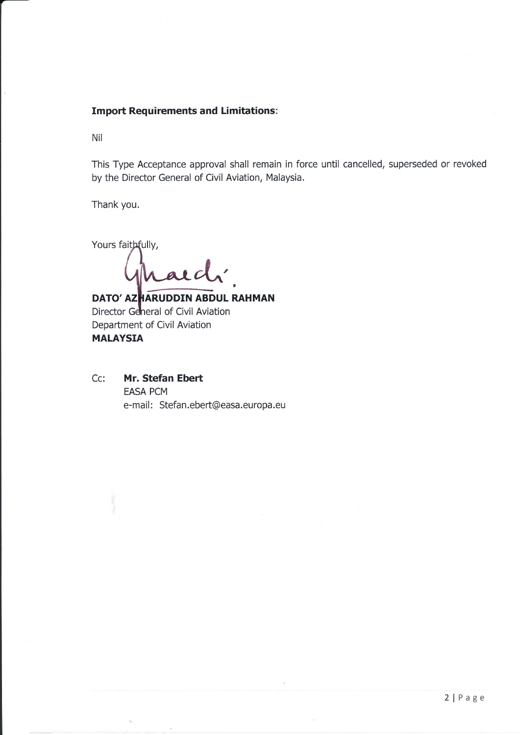**Import Requirements and Limitations**:

Nil

This Type Acceptance approval shall remain in force until cancelled, superseded or revoked by the Director General of Civil Aviation, Malaysia.

Thank you.

Yours faithfully,

**DATO' AZHARUDDIN ABDUL RAHMAN**
Director General of Civil Aviation
Department of Civil Aviation
**MALAYSIA**

Cc: **Mr. Stefan Ebert**
EASA PCM
e-mail: Stefan.ebert@easa.europa.eu